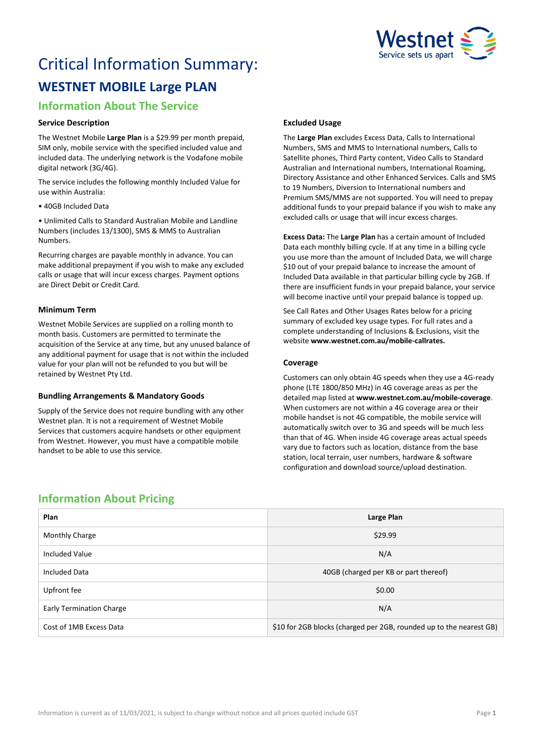# Critical Information Summary:

## WESTNET MOBILE Large PLAN

### Information About The Service

#### Service Description

The Westnet Mobile **Large Plan** is a $29.99 per month prepaid, SIM only, mobile service with the specified included value and included data. The underlying network is the Vodafone mobile digital network (3G/4G).

The service includes the following monthly Included Value for use within Australia:

• 40GB Included Data

• Unlimited Calls to Standard Australian Mobile and Landline Numbers (includes 13/1300), SMS & MMS to Australian Numbers.

Recurring charges are payable monthly in advance. You can make additional prepayment if you wish to make any excluded calls or usage that will incur excess charges. Payment options are Direct Debit or Credit Card.

#### Minimum Term

Westnet Mobile Services are supplied on a rolling month to month basis. Customers are permitted to terminate the acquisition of the Service at any time, but any unused balance of any additional payment for usage that is not within the included value for your plan will not be refunded to you but will be retained by Westnet Pty Ltd.

#### Bundling Arrangements & Mandatory Goods

Supply of the Service does not require bundling with any other Westnet plan. It is not a requirement of Westnet Mobile Services that customers acquire handsets or other equipment from Westnet. However, you must have a compatible mobile handset to be able to use this service.

#### Excluded Usage

The **Large Plan** excludes Excess Data, Calls to International Numbers, SMS and MMS to International numbers, Calls to Satellite phones, Third Party content, Video Calls to Standard Australian and International numbers, International Roaming, Directory Assistance and other Enhanced Services. Calls and SMS to 19 Numbers, Diversion to International numbers and Premium SMS/MMS are not supported. You will need to prepay additional funds to your prepaid balance if you wish to make any excluded calls or usage that will incur excess charges.

**Excess Data:** The **Large Plan** has a certain amount of Included Data each monthly billing cycle. If at any time in a billing cycle you use more than the amount of Included Data, we will charge $10 out of your prepaid balance to increase the amount of Included Data available in that particular billing cycle by 2GB. If there are insufficient funds in your prepaid balance, your service will become inactive until your prepaid balance is topped up.

See Call Rates and Other Usages Rates below for a pricing summary of excluded key usage types. For full rates and a complete understanding of Inclusions & Exclusions, visit the website **www.westnet.com.au/mobile-callrates.**

#### Coverage

Customers can only obtain 4G speeds when they use a 4G-ready phone (LTE 1800/850 MHz) in 4G coverage areas as per the detailed map listed at **www.westnet.com.au/mobile-coverage**. When customers are not within a 4G coverage area or their mobile handset is not 4G compatible, the mobile service will automatically switch over to 3G and speeds will be much less than that of 4G. When inside 4G coverage areas actual speeds vary due to factors such as location, distance from the base station, local terrain, user numbers, hardware & software configuration and download source/upload destination.

### Information About Pricing

| Plan | Large Plan |
|---|---|
| Monthly Charge | $29.99 |
| Included Value | N/A |
| Included Data | 40GB (charged per KB or part thereof) |
| Upfront fee | $0.00 |
| Early Termination Charge | N/A |
| Cost of 1MB Excess Data | $10 for 2GB blocks (charged per 2GB, rounded up to the nearest GB) |

Information is current as of 11/03/2021, is subject to change without notice and all prices quoted include GST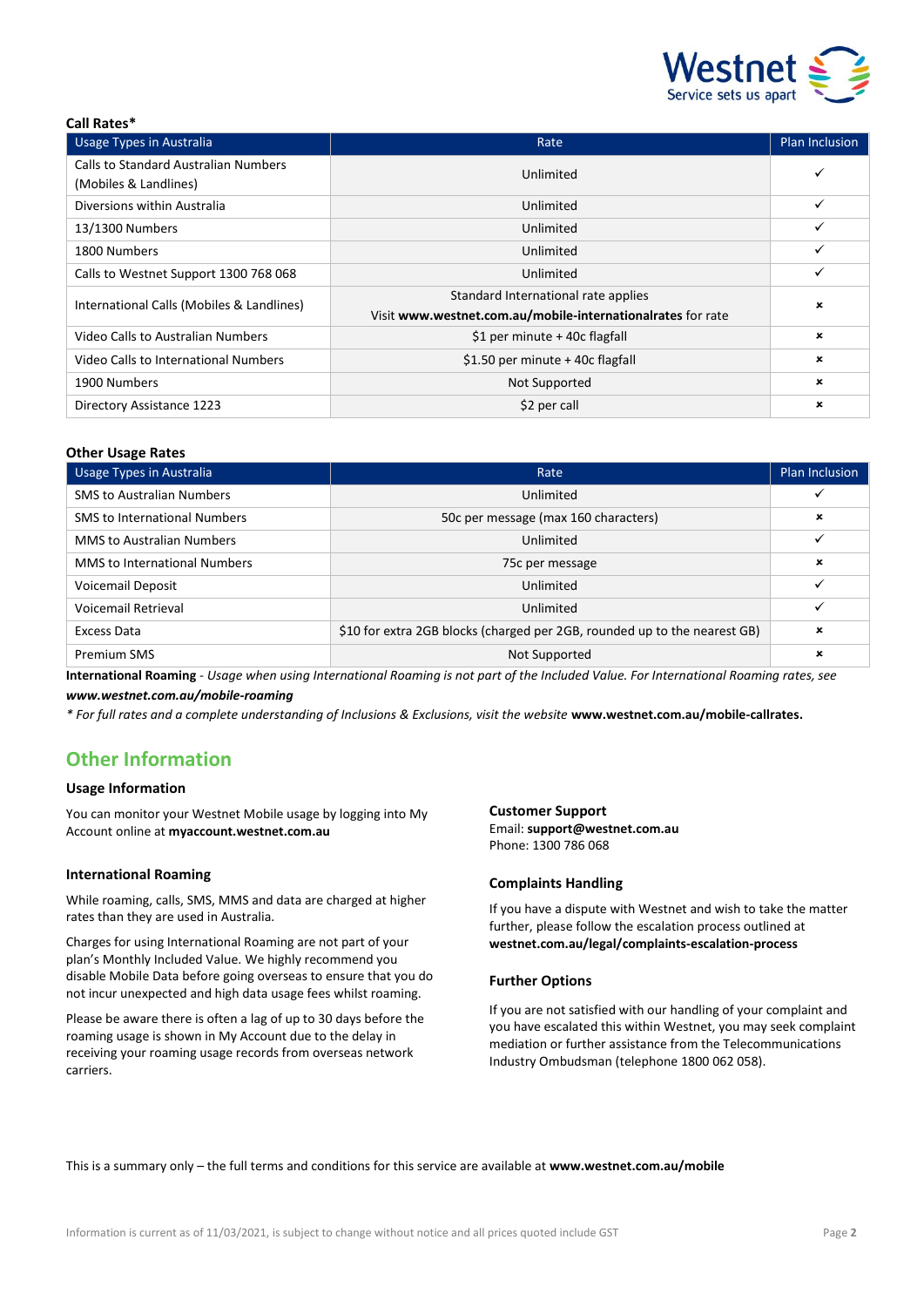**Call Rates***

| Usage Types in Australia | Rate | Plan Inclusion |
|---|---|---|
| Calls to Standard Australian Numbers (Mobiles & Landlines) | Unlimited | ✓ |
| Diversions within Australia | Unlimited | ✓ |
| 13/1300 Numbers | Unlimited | ✓ |
| 1800 Numbers | Unlimited | ✓ |
| Calls to Westnet Support 1300 768 068 | Unlimited | ✓ |
| International Calls (Mobiles & Landlines) | Standard International rate applies<br>Visit **www.westnet.com.au/mobile-internationalrates** for rate | × |
| Video Calls to Australian Numbers | $1 per minute + 40c flagfall | × |
| Video Calls to International Numbers | $1.50 per minute + 40c flagfall | × |
| 1900 Numbers | Not Supported | × |
| Directory Assistance 1223 | $2 per call | × |

**Other Usage Rates**

| Usage Types in Australia | Rate | Plan Inclusion |
|---|---|---|
| SMS to Australian Numbers | Unlimited | ✓ |
| SMS to International Numbers | 50c per message (max 160 characters) | × |
| MMS to Australian Numbers | Unlimited | ✓ |
| MMS to International Numbers | 75c per message | × |
| Voicemail Deposit | Unlimited | ✓ |
| Voicemail Retrieval | Unlimited | ✓ |
| Excess Data | $10 for extra 2GB blocks (charged per 2GB, rounded up to the nearest GB) | × |
| Premium SMS | Not Supported | × |

**International Roaming** - *Usage when using International Roaming is not part of the Included Value. For International Roaming rates, see **www.westnet.com.au/mobile-roaming***

*\* For full rates and a complete understanding of Inclusions & Exclusions, visit the website* **www.westnet.com.au/mobile-callrates.**

## Other Information

### Usage Information

You can monitor your Westnet Mobile usage by logging into My Account online at **myaccount.westnet.com.au**

### International Roaming

While roaming, calls, SMS, MMS and data are charged at higher rates than they are used in Australia.

Charges for using International Roaming are not part of your plan's Monthly Included Value. We highly recommend you disable Mobile Data before going overseas to ensure that you do not incur unexpected and high data usage fees whilst roaming.

Please be aware there is often a lag of up to 30 days before the roaming usage is shown in My Account due to the delay in receiving your roaming usage records from overseas network carriers.

### Customer Support

Email: **support@westnet.com.au**
Phone: 1300 786 068

### Complaints Handling

If you have a dispute with Westnet and wish to take the matter further, please follow the escalation process outlined at **westnet.com.au/legal/complaints-escalation-process**

### Further Options

If you are not satisfied with our handling of your complaint and you have escalated this within Westnet, you may seek complaint mediation or further assistance from the Telecommunications Industry Ombudsman (telephone 1800 062 058).

This is a summary only – the full terms and conditions for this service are available at **www.westnet.com.au/mobile**

Information is current as of 11/03/2021, is subject to change without notice and all prices quoted include GST